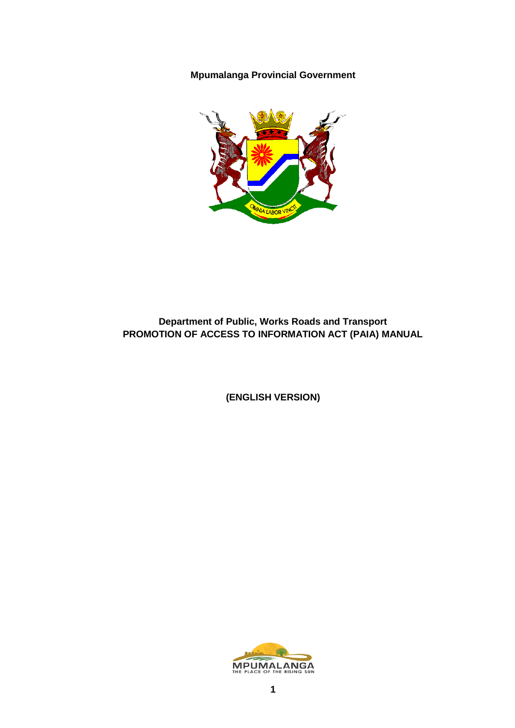**Mpumalanga Provincial Government**

**Department of Public, Works Roads and Transport**
**PROMOTION OF ACCESS TO INFORMATION ACT (PAIA) MANUAL**

**(ENGLISH VERSION)**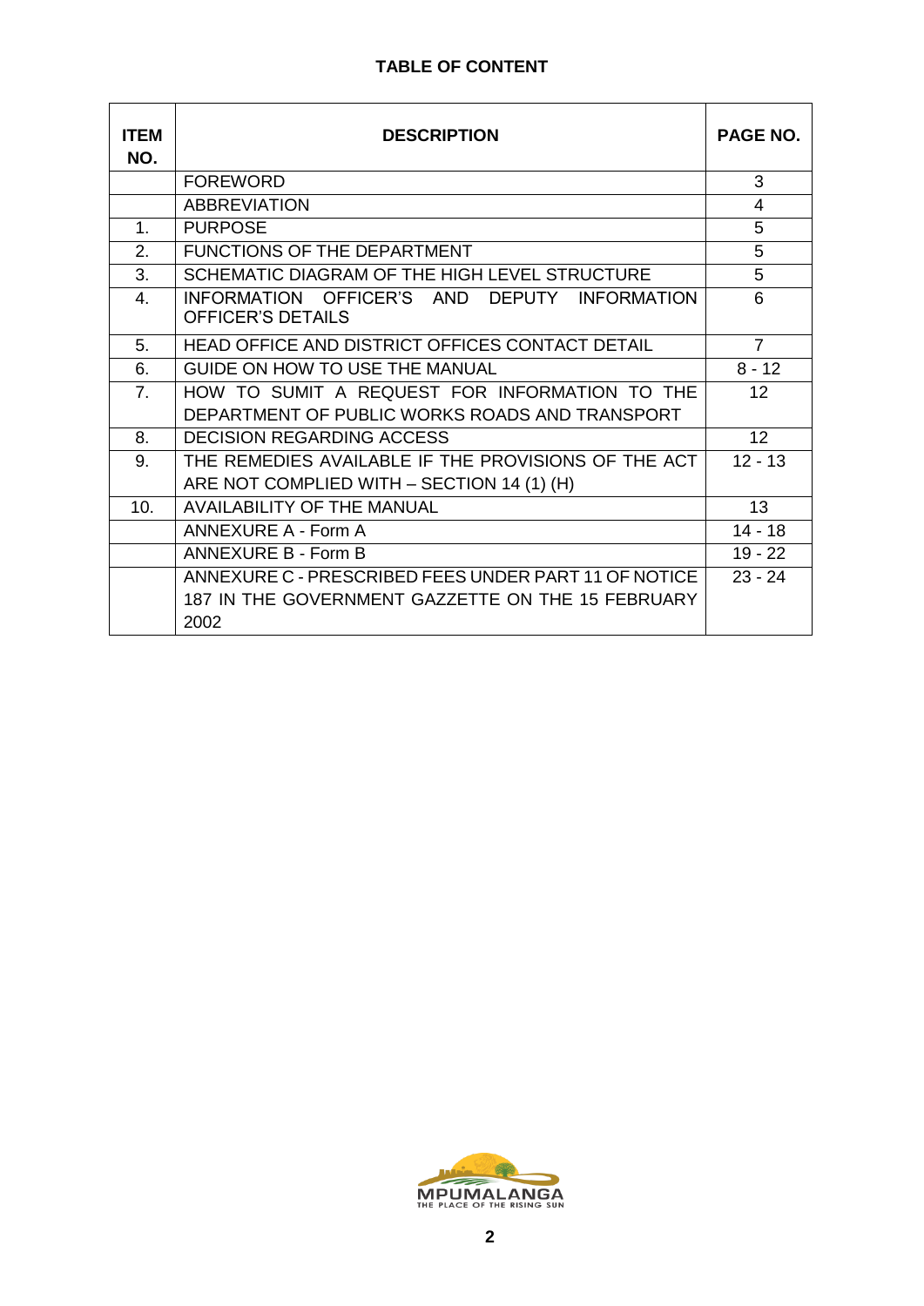## TABLE OF CONTENT

| ITEM NO. | DESCRIPTION | PAGE NO. |
|---|---|---|
| | FOREWORD | 3 |
| | ABBREVIATION | 4 |
| 1. | PURPOSE | 5 |
| 2. | FUNCTIONS OF THE DEPARTMENT | 5 |
| 3. | SCHEMATIC DIAGRAM OF THE HIGH LEVEL STRUCTURE | 5 |
| 4. | INFORMATION OFFICER'S AND DEPUTY INFORMATION OFFICER'S DETAILS | 6 |
| 5. | HEAD OFFICE AND DISTRICT OFFICES CONTACT DETAIL | 7 |
| 6. | GUIDE ON HOW TO USE THE MANUAL | 8 - 12 |
| 7. | HOW TO SUMIT A REQUEST FOR INFORMATION TO THE DEPARTMENT OF PUBLIC WORKS ROADS AND TRANSPORT | 12 |
| 8. | DECISION REGARDING ACCESS | 12 |
| 9. | THE REMEDIES AVAILABLE IF THE PROVISIONS OF THE ACT ARE NOT COMPLIED WITH – SECTION 14 (1) (H) | 12 - 13 |
| 10. | AVAILABILITY OF THE MANUAL | 13 |
| | ANNEXURE A - Form A | 14 - 18 |
| | ANNEXURE B - Form B | 19 - 22 |
| | ANNEXURE C - PRESCRIBED FEES UNDER PART 11 OF NOTICE 187 IN THE GOVERNMENT GAZZETTE ON THE 15 FEBRUARY 2002 | 23 - 24 |

MPUMALANGA
THE PLACE OF THE RISING SUN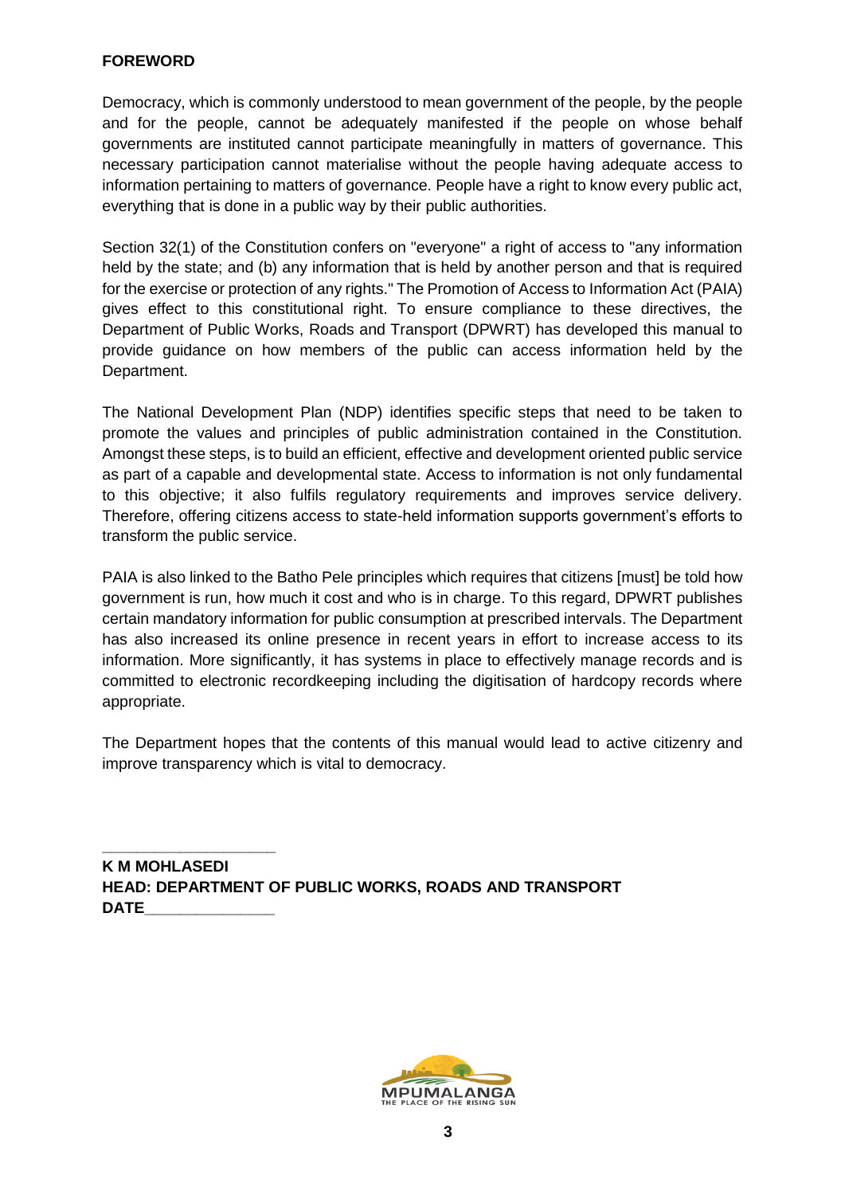## FOREWORD

Democracy, which is commonly understood to mean government of the people, by the people and for the people, cannot be adequately manifested if the people on whose behalf governments are instituted cannot participate meaningfully in matters of governance. This necessary participation cannot materialise without the people having adequate access to information pertaining to matters of governance. People have a right to know every public act, everything that is done in a public way by their public authorities.

Section 32(1) of the Constitution confers on "everyone" a right of access to "any information held by the state; and (b) any information that is held by another person and that is required for the exercise or protection of any rights." The Promotion of Access to Information Act (PAIA) gives effect to this constitutional right. To ensure compliance to these directives, the Department of Public Works, Roads and Transport (DPWRT) has developed this manual to provide guidance on how members of the public can access information held by the Department.

The National Development Plan (NDP) identifies specific steps that need to be taken to promote the values and principles of public administration contained in the Constitution. Amongst these steps, is to build an efficient, effective and development oriented public service as part of a capable and developmental state. Access to information is not only fundamental to this objective; it also fulfils regulatory requirements and improves service delivery. Therefore, offering citizens access to state-held information supports government's efforts to transform the public service.

PAIA is also linked to the Batho Pele principles which requires that citizens [must] be told how government is run, how much it cost and who is in charge. To this regard, DPWRT publishes certain mandatory information for public consumption at prescribed intervals. The Department has also increased its online presence in recent years in effort to increase access to its information. More significantly, it has systems in place to effectively manage records and is committed to electronic recordkeeping including the digitisation of hardcopy records where appropriate.

The Department hopes that the contents of this manual would lead to active citizenry and improve transparency which is vital to democracy.

\_\_\_\_\_\_\_\_\_\_\_\_\_\_\_\_\_\_\_\_

**K M MOHLASEDI**
**HEAD: DEPARTMENT OF PUBLIC WORKS, ROADS AND TRANSPORT**
**DATE\_\_\_\_\_\_\_\_\_\_\_\_\_\_\_**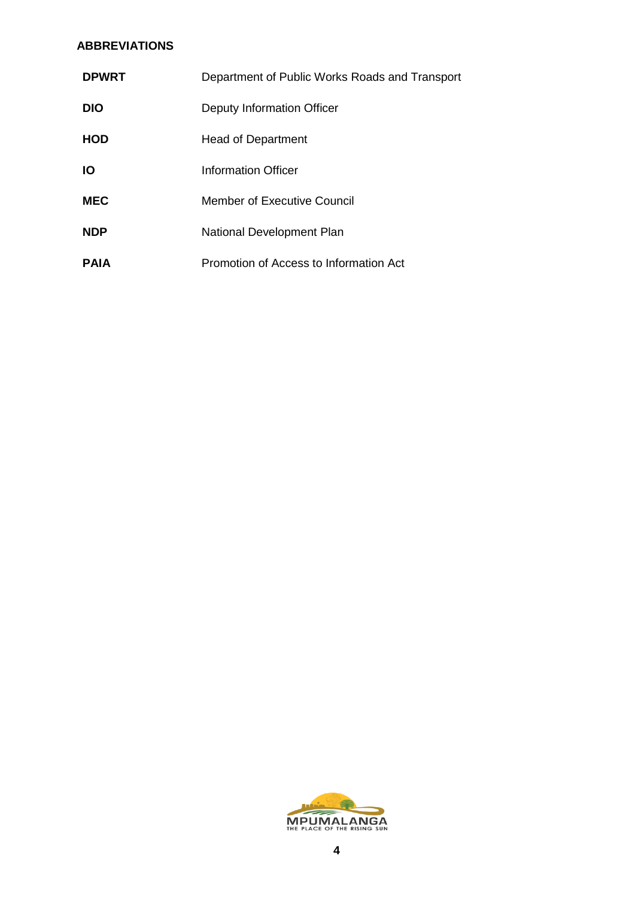## ABBREVIATIONS

| | |
|---|---|
| **DPWRT** | Department of Public Works Roads and Transport |
| **DIO** | Deputy Information Officer |
| **HOD** | Head of Department |
| **IO** | Information Officer |
| **MEC** | Member of Executive Council |
| **NDP** | National Development Plan |
| **PAIA** | Promotion of Access to Information Act |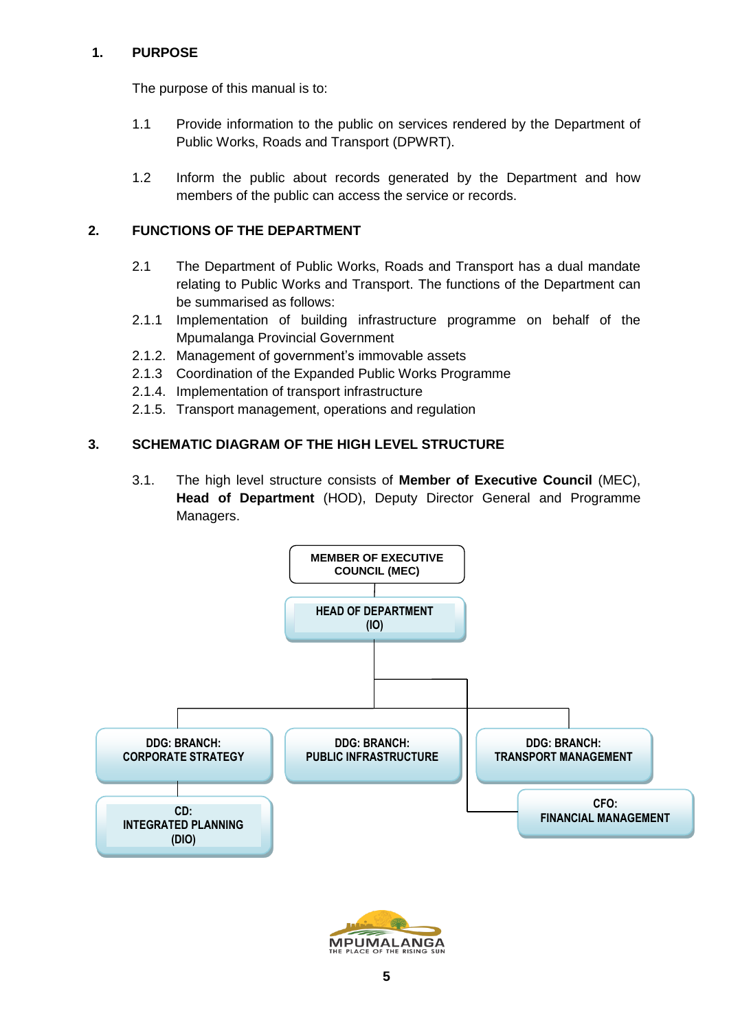## 1. PURPOSE

The purpose of this manual is to:

1.1 Provide information to the public on services rendered by the Department of Public Works, Roads and Transport (DPWRT).

1.2 Inform the public about records generated by the Department and how members of the public can access the service or records.

## 2. FUNCTIONS OF THE DEPARTMENT

2.1 The Department of Public Works, Roads and Transport has a dual mandate relating to Public Works and Transport. The functions of the Department can be summarised as follows:

2.1.1 Implementation of building infrastructure programme on behalf of the Mpumalanga Provincial Government

2.1.2. Management of government's immovable assets

2.1.3 Coordination of the Expanded Public Works Programme

2.1.4. Implementation of transport infrastructure

2.1.5. Transport management, operations and regulation

## 3. SCHEMATIC DIAGRAM OF THE HIGH LEVEL STRUCTURE

3.1. The high level structure consists of **Member of Executive Council** (MEC), **Head of Department** (HOD), Deputy Director General and Programme Managers.

- MEMBER OF EXECUTIVE COUNCIL (MEC)
  - HEAD OF DEPARTMENT (IO)
    - DDG: BRANCH: CORPORATE STRATEGY
      - CD: INTEGRATED PLANNING (DIO)
    - DDG: BRANCH: PUBLIC INFRASTRUCTURE
    - DDG: BRANCH: TRANSPORT MANAGEMENT
    - CFO: FINANCIAL MANAGEMENT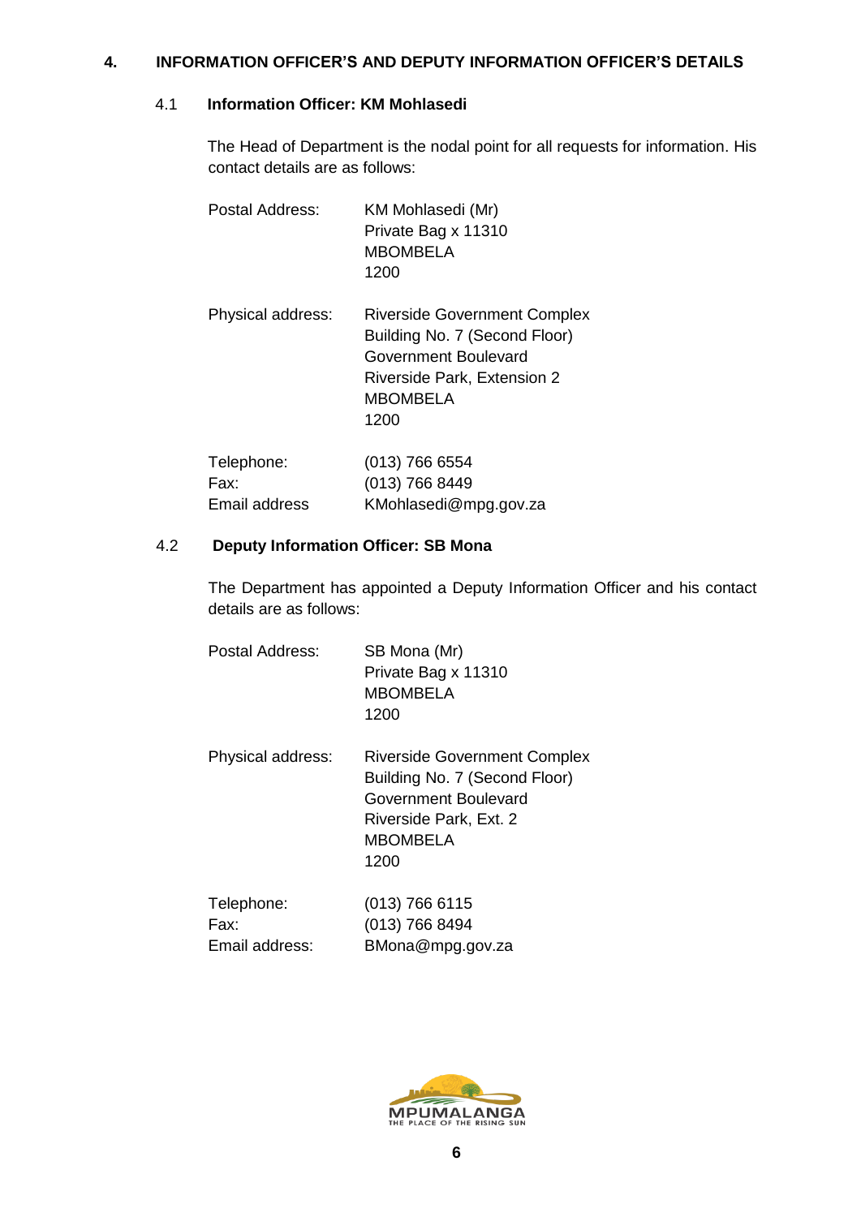## 4. INFORMATION OFFICER'S AND DEPUTY INFORMATION OFFICER'S DETAILS

### 4.1 Information Officer: KM Mohlasedi

The Head of Department is the nodal point for all requests for information. His contact details are as follows:

Postal Address:
KM Mohlasedi (Mr)
Private Bag x 11310
MBOMBELA
1200

Physical address:
Riverside Government Complex
Building No. 7 (Second Floor)
Government Boulevard
Riverside Park, Extension 2
MBOMBELA
1200

Telephone: (013) 766 6554
Fax: (013) 766 8449
Email address KMohlasedi@mpg.gov.za

### 4.2 Deputy Information Officer: SB Mona

The Department has appointed a Deputy Information Officer and his contact details are as follows:

Postal Address:
SB Mona (Mr)
Private Bag x 11310
MBOMBELA
1200

Physical address:
Riverside Government Complex
Building No. 7 (Second Floor)
Government Boulevard
Riverside Park, Ext. 2
MBOMBELA
1200

Telephone: (013) 766 6115
Fax: (013) 766 8494
Email address: BMona@mpg.gov.za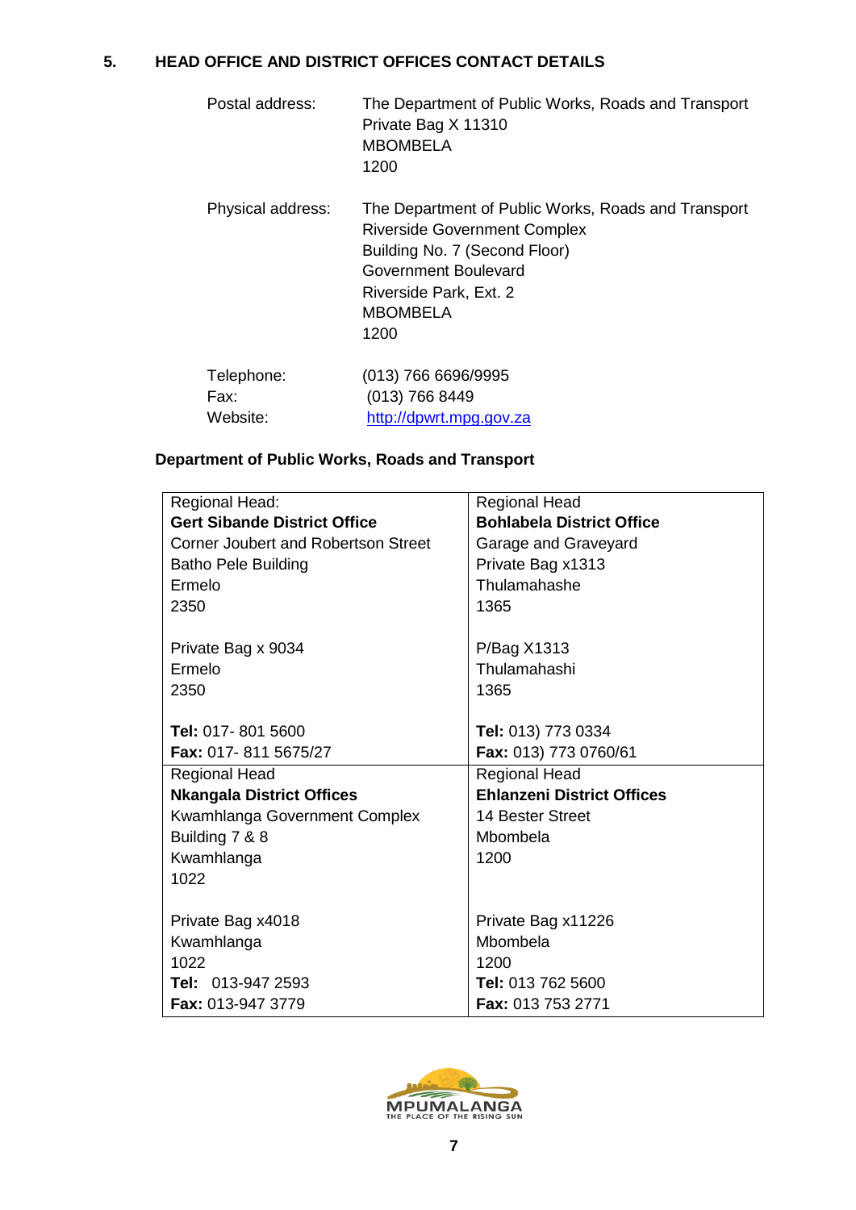## 5. HEAD OFFICE AND DISTRICT OFFICES CONTACT DETAILS

| | |
|---|---|
| Postal address: | The Department of Public Works, Roads and Transport<br>Private Bag X 11310<br>MBOMBELA<br>1200 |
| Physical address: | The Department of Public Works, Roads and Transport<br>Riverside Government Complex<br>Building No. 7 (Second Floor)<br>Government Boulevard<br>Riverside Park, Ext. 2<br>MBOMBELA<br>1200 |
| Telephone: | (013) 766 6696/9995 |
| Fax: | (013) 766 8449 |
| Website: | http://dpwrt.mpg.gov.za |

**Department of Public Works, Roads and Transport**

| | |
|---|---|
| Regional Head:<br>**Gert Sibande District Office**<br>Corner Joubert and Robertson Street<br>Batho Pele Building<br>Ermelo<br>2350<br><br>Private Bag x 9034<br>Ermelo<br>2350<br><br>**Tel:** 017- 801 5600<br>**Fax:** 017- 811 5675/27 | Regional Head<br>**Bohlabela District Office**<br>Garage and Graveyard<br>Private Bag x1313<br>Thulamahashe<br>1365<br><br>P/Bag X1313<br>Thulamahashi<br>1365<br><br>**Tel:** 013) 773 0334<br>**Fax:** 013) 773 0760/61 |
| Regional Head<br>**Nkangala District Offices**<br>Kwamhlanga Government Complex<br>Building 7 & 8<br>Kwamhlanga<br>1022<br><br>Private Bag x4018<br>Kwamhlanga<br>1022<br>**Tel:** 013-947 2593<br>**Fax:** 013-947 3779 | Regional Head<br>**Ehlanzeni District Offices**<br>14 Bester Street<br>Mbombela<br>1200<br><br>Private Bag x11226<br>Mbombela<br>1200<br>**Tel:** 013 762 5600<br>**Fax:** 013 753 2771 |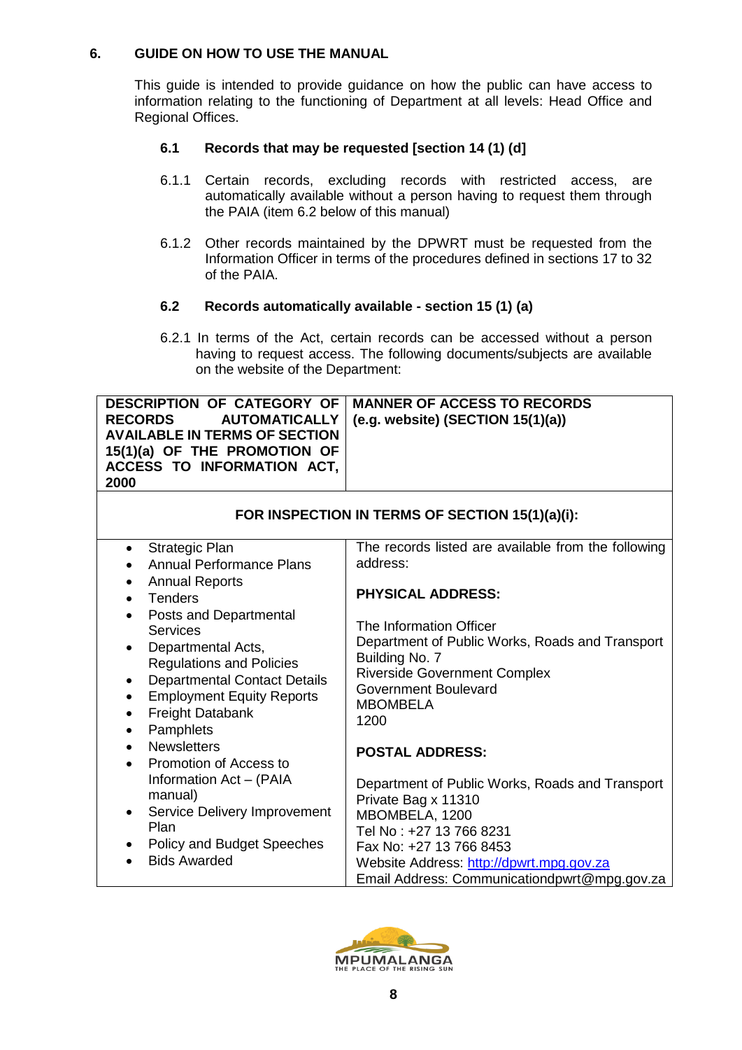## 6. GUIDE ON HOW TO USE THE MANUAL

This guide is intended to provide guidance on how the public can have access to information relating to the functioning of Department at all levels: Head Office and Regional Offices.

### 6.1 Records that may be requested [section 14 (1) (d]

6.1.1 Certain records, excluding records with restricted access, are automatically available without a person having to request them through the PAIA (item 6.2 below of this manual)

6.1.2 Other records maintained by the DPWRT must be requested from the Information Officer in terms of the procedures defined in sections 17 to 32 of the PAIA.

### 6.2 Records automatically available - section 15 (1) (a)

6.2.1 In terms of the Act, certain records can be accessed without a person having to request access. The following documents/subjects are available on the website of the Department:

| DESCRIPTION OF CATEGORY OF RECORDS AUTOMATICALLY AVAILABLE IN TERMS OF SECTION 15(1)(a) OF THE PROMOTION OF ACCESS TO INFORMATION ACT, 2000 | MANNER OF ACCESS TO RECORDS (e.g. website) (SECTION 15(1)(a)) |
|---|---|
| **FOR INSPECTION IN TERMS OF SECTION 15(1)(a)(i):** | |
| • Strategic Plan<br>• Annual Performance Plans<br>• Annual Reports<br>• Tenders<br>• Posts and Departmental Services<br>• Departmental Acts, Regulations and Policies<br>• Departmental Contact Details<br>• Employment Equity Reports<br>• Freight Databank<br>• Pamphlets<br>• Newsletters<br>• Promotion of Access to Information Act – (PAIA manual)<br>• Service Delivery Improvement Plan<br>• Policy and Budget Speeches<br>• Bids Awarded | The records listed are available from the following address:<br><br>**PHYSICAL ADDRESS:**<br><br>The Information Officer<br>Department of Public Works, Roads and Transport<br>Building No. 7<br>Riverside Government Complex<br>Government Boulevard<br>MBOMBELA<br>1200<br><br>**POSTAL ADDRESS:**<br><br>Department of Public Works, Roads and Transport<br>Private Bag x 11310<br>MBOMBELA, 1200<br>Tel No : +27 13 766 8231<br>Fax No: +27 13 766 8453<br>Website Address: http://dpwrt.mpg.gov.za<br>Email Address: Communicationdpwrt@mpg.gov.za |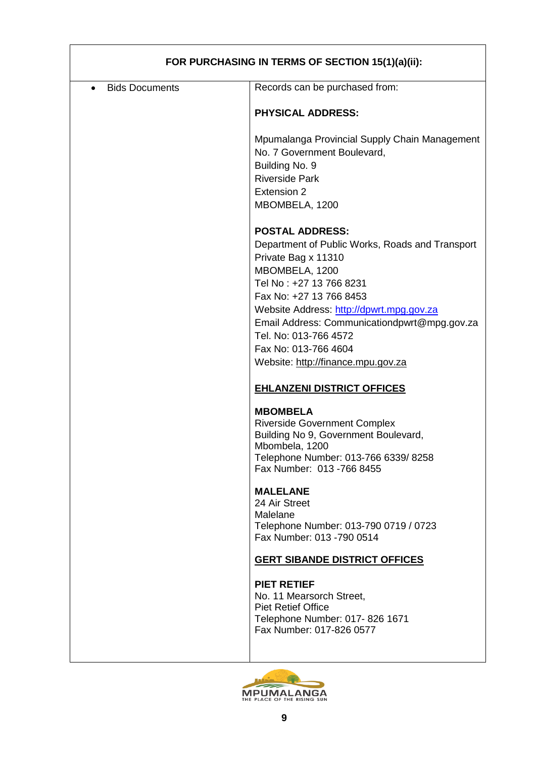| FOR PURCHASING IN TERMS OF SECTION 15(1)(a)(ii): | |
|---|---|
| • Bids Documents | Records can be purchased from:<br><br>**PHYSICAL ADDRESS:**<br><br>Mpumalanga Provincial Supply Chain Management<br>No. 7 Government Boulevard,<br>Building No. 9<br>Riverside Park<br>Extension 2<br>MBOMBELA, 1200<br><br>**POSTAL ADDRESS:**<br>Department of Public Works, Roads and Transport<br>Private Bag x 11310<br>MBOMBELA, 1200<br>Tel No : +27 13 766 8231<br>Fax No: +27 13 766 8453<br>Website Address: http://dpwrt.mpg.gov.za<br>Email Address: Communicationdpwrt@mpg.gov.za<br>Tel. No: 013-766 4572<br>Fax No: 013-766 4604<br>Website: http://finance.mpu.gov.za<br><br>**<u>EHLANZENI DISTRICT OFFICES</u>**<br><br>**MBOMBELA**<br>Riverside Government Complex<br>Building No 9, Government Boulevard,<br>Mbombela, 1200<br>Telephone Number: 013-766 6339/ 8258<br>Fax Number: 013 -766 8455<br><br>**MALELANE**<br>24 Air Street<br>Malelane<br>Telephone Number: 013-790 0719 / 0723<br>Fax Number: 013 -790 0514<br><br>**<u>GERT SIBANDE DISTRICT OFFICES</u>**<br><br>**PIET RETIEF**<br>No. 11 Mearsorch Street,<br>Piet Retief Office<br>Telephone Number: 017- 826 1671<br>Fax Number: 017-826 0577 |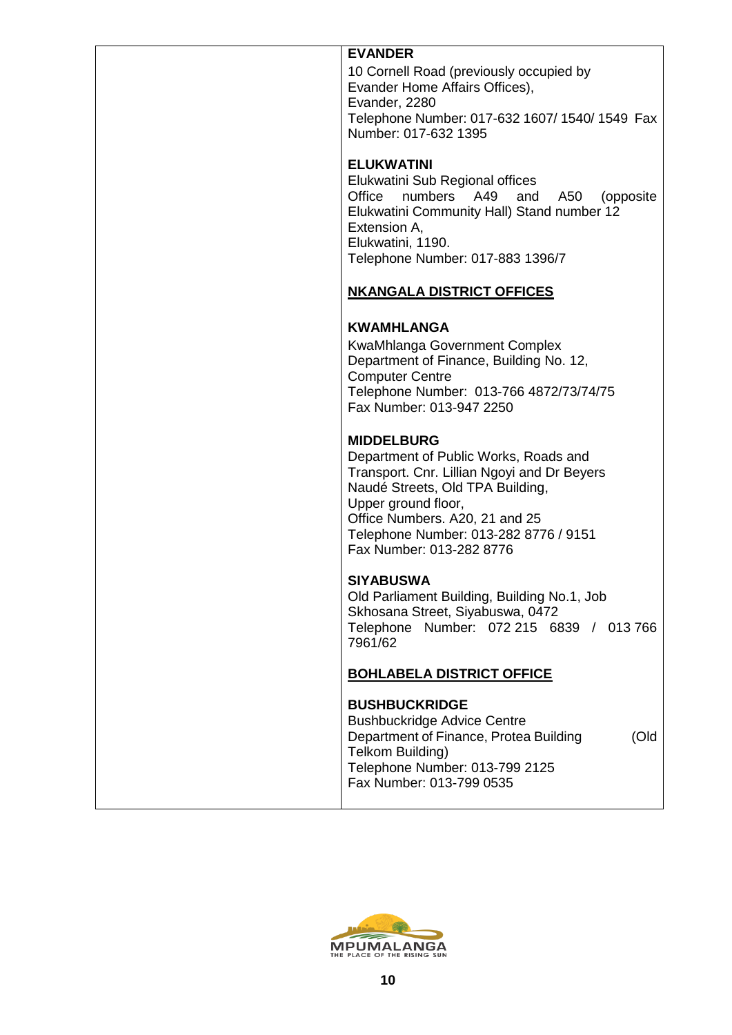| | **EVANDER**<br>10 Cornell Road (previously occupied by Evander Home Affairs Offices),<br>Evander, 2280<br>Telephone Number: 017-632 1607/ 1540/ 1549 Fax Number: 017-632 1395<br><br>**ELUKWATINI**<br>Elukwatini Sub Regional offices<br>Office numbers A49 and A50 (opposite Elukwatini Community Hall) Stand number 12 Extension A,<br>Elukwatini, 1190.<br>Telephone Number: 017-883 1396/7<br><br>**<u>NKANGALA DISTRICT OFFICES</u>**<br><br>**KWAMHLANGA**<br>KwaMhlanga Government Complex<br>Department of Finance, Building No. 12,<br>Computer Centre<br>Telephone Number: 013-766 4872/73/74/75<br>Fax Number: 013-947 2250<br><br>**MIDDELBURG**<br>Department of Public Works, Roads and Transport. Cnr. Lillian Ngoyi and Dr Beyers Naudé Streets, Old TPA Building,<br>Upper ground floor,<br>Office Numbers. A20, 21 and 25<br>Telephone Number: 013-282 8776 / 9151<br>Fax Number: 013-282 8776<br><br>**SIYABUSWA**<br>Old Parliament Building, Building No.1, Job Skhosana Street, Siyabuswa, 0472<br>Telephone Number: 072 215 6839 / 013 766 7961/62<br><br>**<u>BOHLABELA DISTRICT OFFICE</u>**<br><br>**BUSHBUCKRIDGE**<br>Bushbuckridge Advice Centre<br>Department of Finance, Protea Building (Old Telkom Building)<br>Telephone Number: 013-799 2125<br>Fax Number: 013-799 0535 |
|---|---|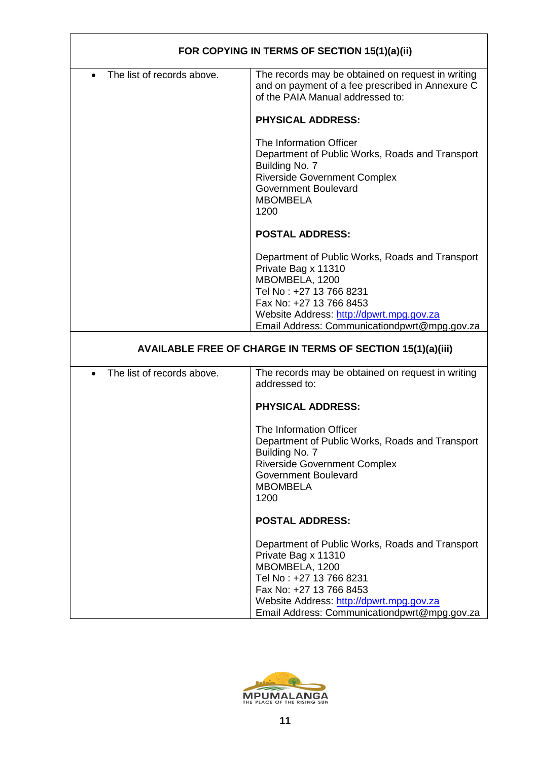| FOR COPYING IN TERMS OF SECTION 15(1)(a)(ii) | |
|---|---|
| • The list of records above. | The records may be obtained on request in writing and on payment of a fee prescribed in Annexure C of the PAIA Manual addressed to:<br><br>**PHYSICAL ADDRESS:**<br><br>The Information Officer<br>Department of Public Works, Roads and Transport<br>Building No. 7<br>Riverside Government Complex<br>Government Boulevard<br>MBOMBELA<br>1200<br><br>**POSTAL ADDRESS:**<br><br>Department of Public Works, Roads and Transport<br>Private Bag x 11310<br>MBOMBELA, 1200<br>Tel No : +27 13 766 8231<br>Fax No: +27 13 766 8453<br>Website Address: http://dpwrt.mpg.gov.za<br>Email Address: Communicationdpwrt@mpg.gov.za |
| **AVAILABLE FREE OF CHARGE IN TERMS OF SECTION 15(1)(a)(iii)** | |
| • The list of records above. | The records may be obtained on request in writing addressed to:<br><br>**PHYSICAL ADDRESS:**<br><br>The Information Officer<br>Department of Public Works, Roads and Transport<br>Building No. 7<br>Riverside Government Complex<br>Government Boulevard<br>MBOMBELA<br>1200<br><br>**POSTAL ADDRESS:**<br><br>Department of Public Works, Roads and Transport<br>Private Bag x 11310<br>MBOMBELA, 1200<br>Tel No : +27 13 766 8231<br>Fax No: +27 13 766 8453<br>Website Address: http://dpwrt.mpg.gov.za<br>Email Address: Communicationdpwrt@mpg.gov.za |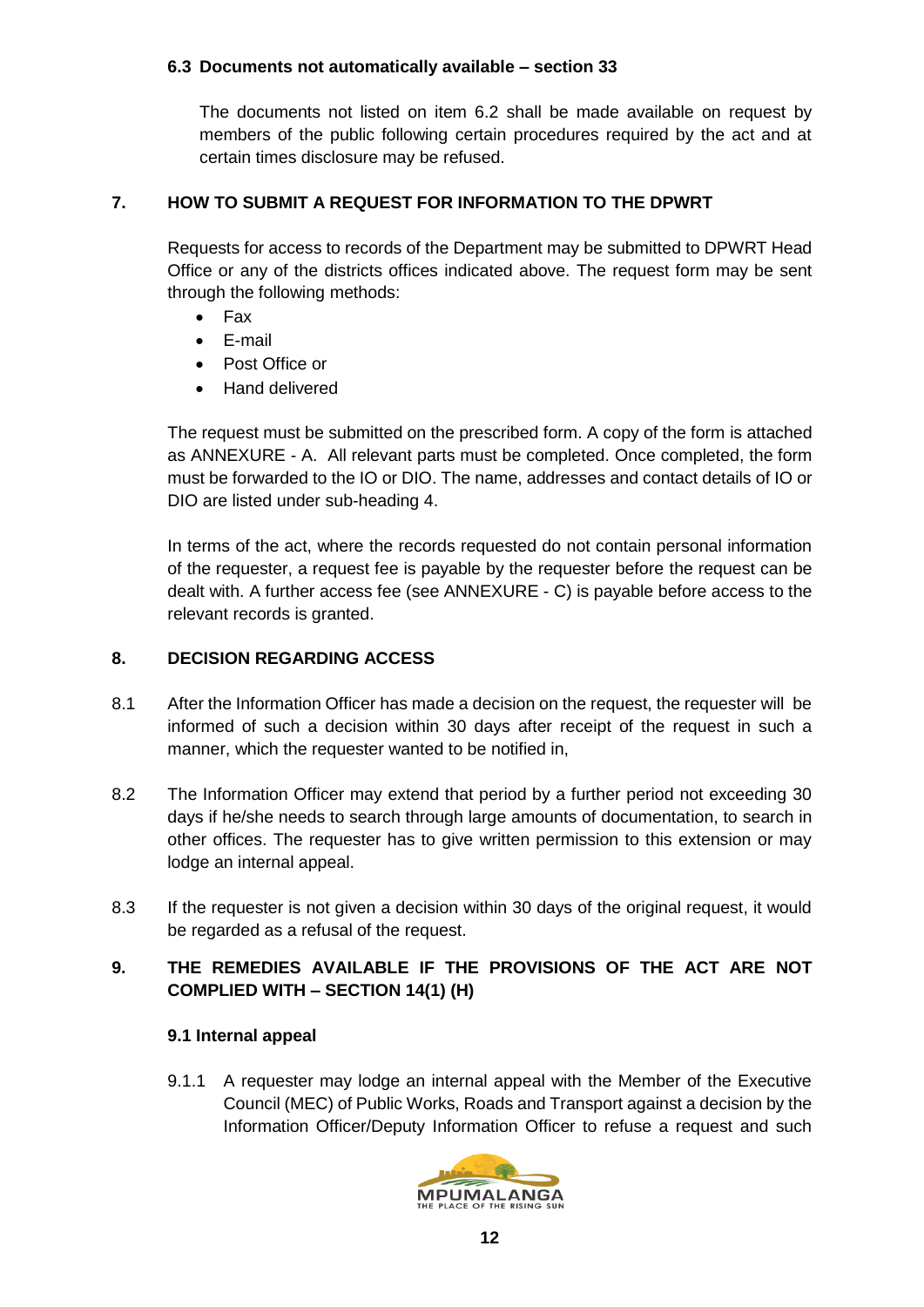### 6.3 Documents not automatically available – section 33

The documents not listed on item 6.2 shall be made available on request by members of the public following certain procedures required by the act and at certain times disclosure may be refused.

## 7. HOW TO SUBMIT A REQUEST FOR INFORMATION TO THE DPWRT

Requests for access to records of the Department may be submitted to DPWRT Head Office or any of the districts offices indicated above. The request form may be sent through the following methods:

- Fax
- E-mail
- Post Office or
- Hand delivered

The request must be submitted on the prescribed form. A copy of the form is attached as ANNEXURE - A. All relevant parts must be completed. Once completed, the form must be forwarded to the IO or DIO. The name, addresses and contact details of IO or DIO are listed under sub-heading 4.

In terms of the act, where the records requested do not contain personal information of the requester, a request fee is payable by the requester before the request can be dealt with. A further access fee (see ANNEXURE - C) is payable before access to the relevant records is granted.

## 8. DECISION REGARDING ACCESS

8.1 After the Information Officer has made a decision on the request, the requester will be informed of such a decision within 30 days after receipt of the request in such a manner, which the requester wanted to be notified in,

8.2 The Information Officer may extend that period by a further period not exceeding 30 days if he/she needs to search through large amounts of documentation, to search in other offices. The requester has to give written permission to this extension or may lodge an internal appeal.

8.3 If the requester is not given a decision within 30 days of the original request, it would be regarded as a refusal of the request.

## 9. THE REMEDIES AVAILABLE IF THE PROVISIONS OF THE ACT ARE NOT COMPLIED WITH – SECTION 14(1) (H)

### 9.1 Internal appeal

9.1.1 A requester may lodge an internal appeal with the Member of the Executive Council (MEC) of Public Works, Roads and Transport against a decision by the Information Officer/Deputy Information Officer to refuse a request and such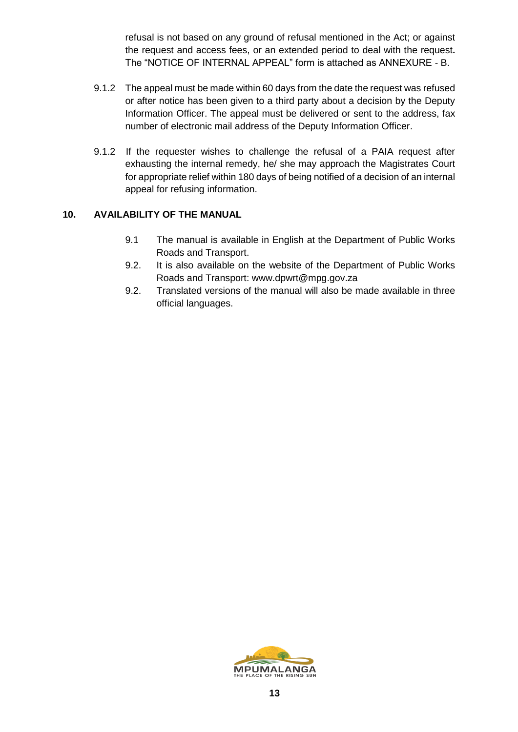refusal is not based on any ground of refusal mentioned in the Act; or against the request and access fees, or an extended period to deal with the request**.** The "NOTICE OF INTERNAL APPEAL" form is attached as ANNEXURE - B.

9.1.2 The appeal must be made within 60 days from the date the request was refused or after notice has been given to a third party about a decision by the Deputy Information Officer. The appeal must be delivered or sent to the address, fax number of electronic mail address of the Deputy Information Officer.

9.1.2 If the requester wishes to challenge the refusal of a PAIA request after exhausting the internal remedy, he/ she may approach the Magistrates Court for appropriate relief within 180 days of being notified of a decision of an internal appeal for refusing information.

## 10. AVAILABILITY OF THE MANUAL

9.1 The manual is available in English at the Department of Public Works Roads and Transport.

9.2. It is also available on the website of the Department of Public Works Roads and Transport: www.dpwrt@mpg.gov.za

9.2. Translated versions of the manual will also be made available in three official languages.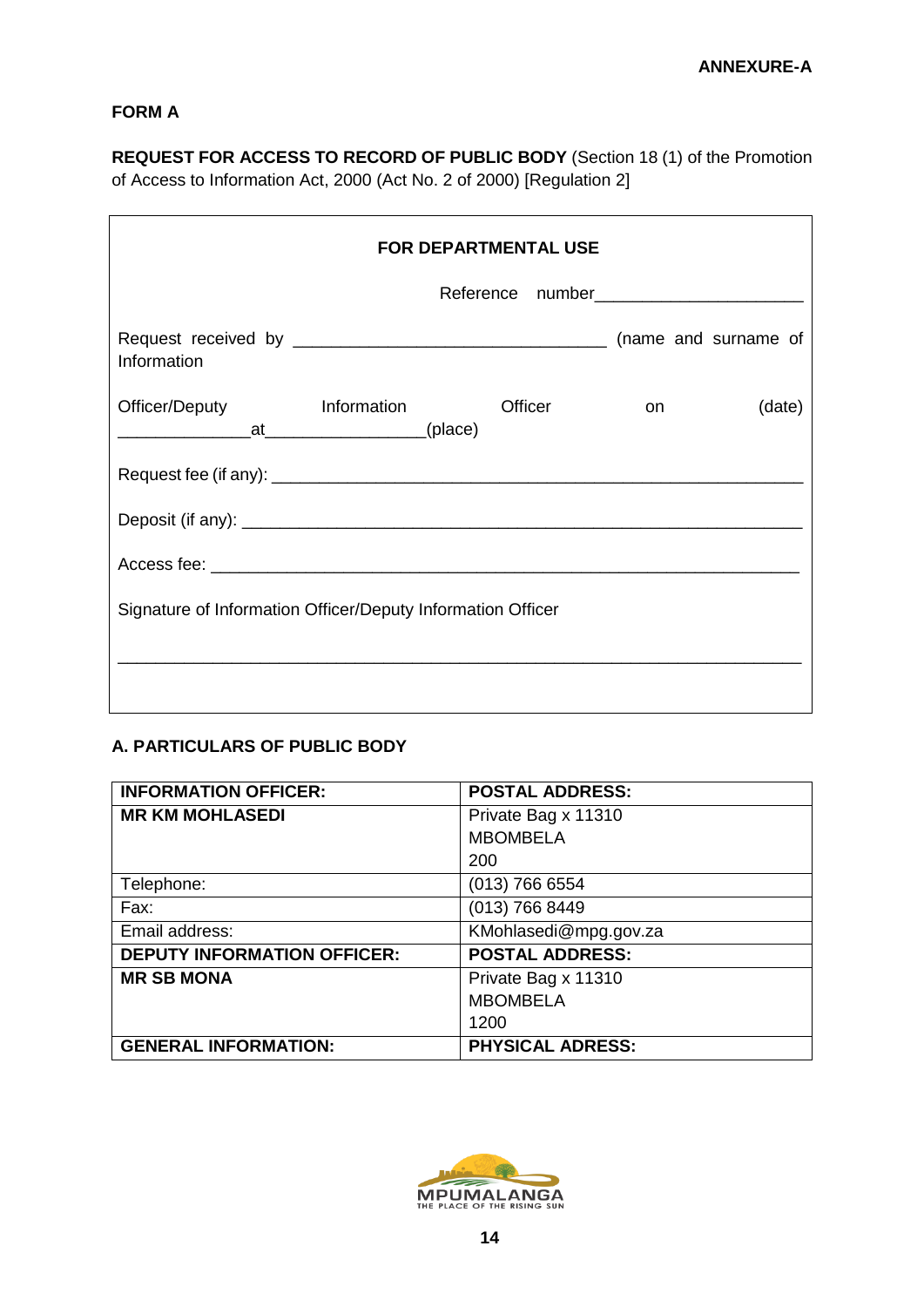ANNEXURE-A

**FORM A**

**REQUEST FOR ACCESS TO RECORD OF PUBLIC BODY** (Section 18 (1) of the Promotion of Access to Information Act, 2000 (Act No. 2 of 2000) [Regulation 2]

| **FOR DEPARTMENTAL USE** |
|---|
| Reference number____________________ |
| Request received by ______________________________ (name and surname of Information Officer/Deputy Information Officer on (date) ____________at_______________(place) |
| Request fee (if any): ______________________________________________________ |
| Deposit (if any): __________________________________________________________ |
| Access fee: _______________________________________________________________ |
| Signature of Information Officer/Deputy Information Officer<br><br>____________________________________________________________________ |

**A. PARTICULARS OF PUBLIC BODY**

| **INFORMATION OFFICER:** | **POSTAL ADDRESS:** |
|---|---|
| **MR KM MOHLASEDI** | Private Bag x 11310<br>MBOMBELA<br>200 |
| Telephone: | (013) 766 6554 |
| Fax: | (013) 766 8449 |
| Email address: | KMohlasedi@mpg.gov.za |
| **DEPUTY INFORMATION OFFICER:** | **POSTAL ADDRESS:** |
| **MR SB MONA** | Private Bag x 11310<br>MBOMBELA<br>1200 |
| **GENERAL INFORMATION:** | **PHYSICAL ADRESS:** |

MPUMALANGA
THE PLACE OF THE RISING SUN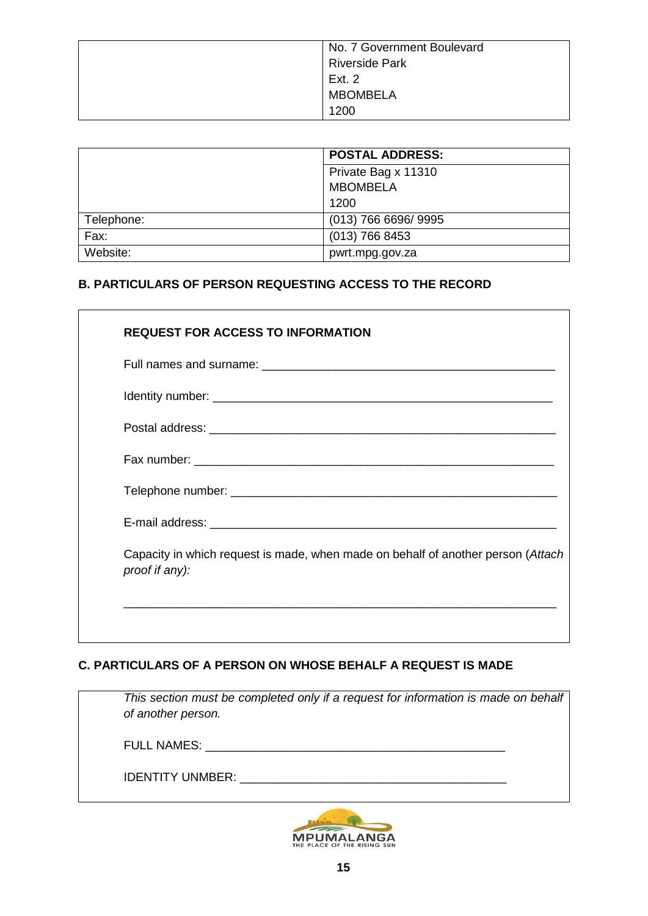| | No. 7 Government Boulevard<br>Riverside Park<br>Ext. 2<br>MBOMBELA<br>1200 |
|---|---|

| | POSTAL ADDRESS: |
|---|---|
| | Private Bag x 11310<br>MBOMBELA<br>1200 |
| Telephone: | (013) 766 6696/ 9995 |
| Fax: | (013) 766 8453 |
| Website: | pwrt.mpg.gov.za |

## B. PARTICULARS OF PERSON REQUESTING ACCESS TO THE RECORD

**REQUEST FOR ACCESS TO INFORMATION**

Full names and surname: _____________________________________________

Identity number: ____________________________________________________

Postal address: _____________________________________________________

Fax number: _______________________________________________________

Telephone number: __________________________________________________

E-mail address: _____________________________________________________

Capacity in which request is made, when made on behalf of another person (*Attach proof if any):*

_________________________________________________________________

## C. PARTICULARS OF A PERSON ON WHOSE BEHALF A REQUEST IS MADE

*This section must be completed only if a request for information is made on behalf of another person.*

FULL NAMES: ______________________________________________

IDENTITY UNMBER: _________________________________________

MPUMALANGA
THE PLACE OF THE RISING SUN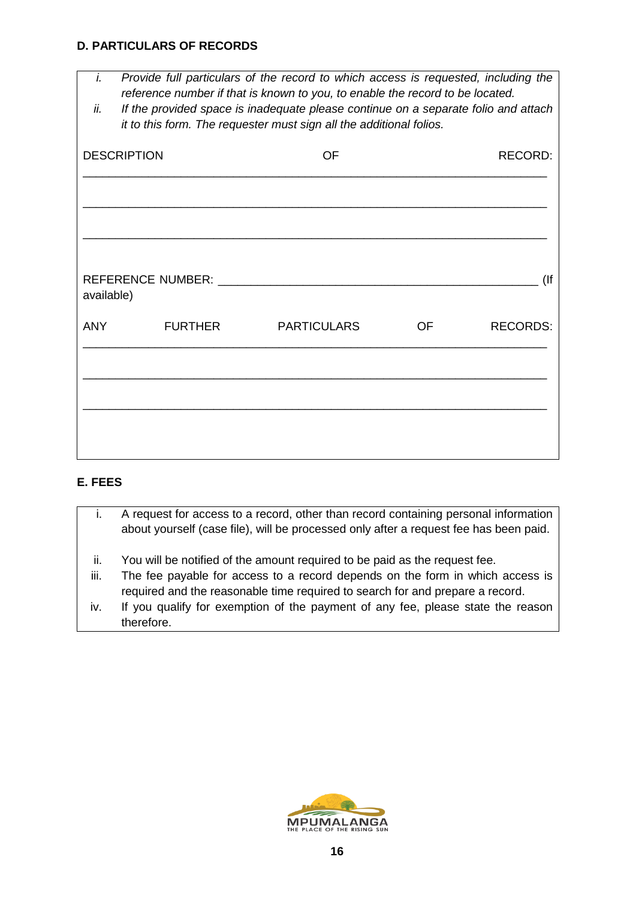**D. PARTICULARS OF RECORDS**

*i. Provide full particulars of the record to which access is requested, including the reference number if that is known to you, to enable the record to be located.*
*ii. If the provided space is inadequate please continue on a separate folio and attach it to this form. The requester must sign all the additional folios.*

DESCRIPTION OF RECORD: \_\_\_\_\_\_\_\_\_\_\_\_\_\_\_\_\_\_\_\_\_\_\_\_\_\_\_\_\_\_\_\_\_\_\_\_\_\_\_\_\_\_\_\_\_\_\_\_\_\_\_\_\_\_\_\_\_\_\_\_\_\_\_

\_\_\_\_\_\_\_\_\_\_\_\_\_\_\_\_\_\_\_\_\_\_\_\_\_\_\_\_\_\_\_\_\_\_\_\_\_\_\_\_\_\_\_\_\_\_\_\_\_\_\_\_\_\_\_\_\_\_\_\_\_\_\_\_\_

\_\_\_\_\_\_\_\_\_\_\_\_\_\_\_\_\_\_\_\_\_\_\_\_\_\_\_\_\_\_\_\_\_\_\_\_\_\_\_\_\_\_\_\_\_\_\_\_\_\_\_\_\_\_\_\_\_\_\_\_\_\_\_\_\_

REFERENCE NUMBER: \_\_\_\_\_\_\_\_\_\_\_\_\_\_\_\_\_\_\_\_\_\_\_\_\_\_\_\_\_\_\_\_\_\_\_\_\_\_\_\_\_\_\_\_\_\_ (If available)

ANY FURTHER PARTICULARS OF RECORDS: \_\_\_\_\_\_\_\_\_\_\_\_\_\_\_\_\_\_\_\_\_\_\_\_\_\_\_\_\_\_\_\_\_\_\_\_\_\_\_\_\_\_\_\_\_\_\_\_\_\_\_\_\_\_\_\_\_\_\_\_\_\_\_\_\_

\_\_\_\_\_\_\_\_\_\_\_\_\_\_\_\_\_\_\_\_\_\_\_\_\_\_\_\_\_\_\_\_\_\_\_\_\_\_\_\_\_\_\_\_\_\_\_\_\_\_\_\_\_\_\_\_\_\_\_\_\_\_\_\_\_

\_\_\_\_\_\_\_\_\_\_\_\_\_\_\_\_\_\_\_\_\_\_\_\_\_\_\_\_\_\_\_\_\_\_\_\_\_\_\_\_\_\_\_\_\_\_\_\_\_\_\_\_\_\_\_\_\_\_\_\_\_\_\_\_\_

**E. FEES**

i. A request for access to a record, other than record containing personal information about yourself (case file), will be processed only after a request fee has been paid.

ii. You will be notified of the amount required to be paid as the request fee.
iii. The fee payable for access to a record depends on the form in which access is required and the reasonable time required to search for and prepare a record.
iv. If you qualify for exemption of the payment of any fee, please state the reason therefore.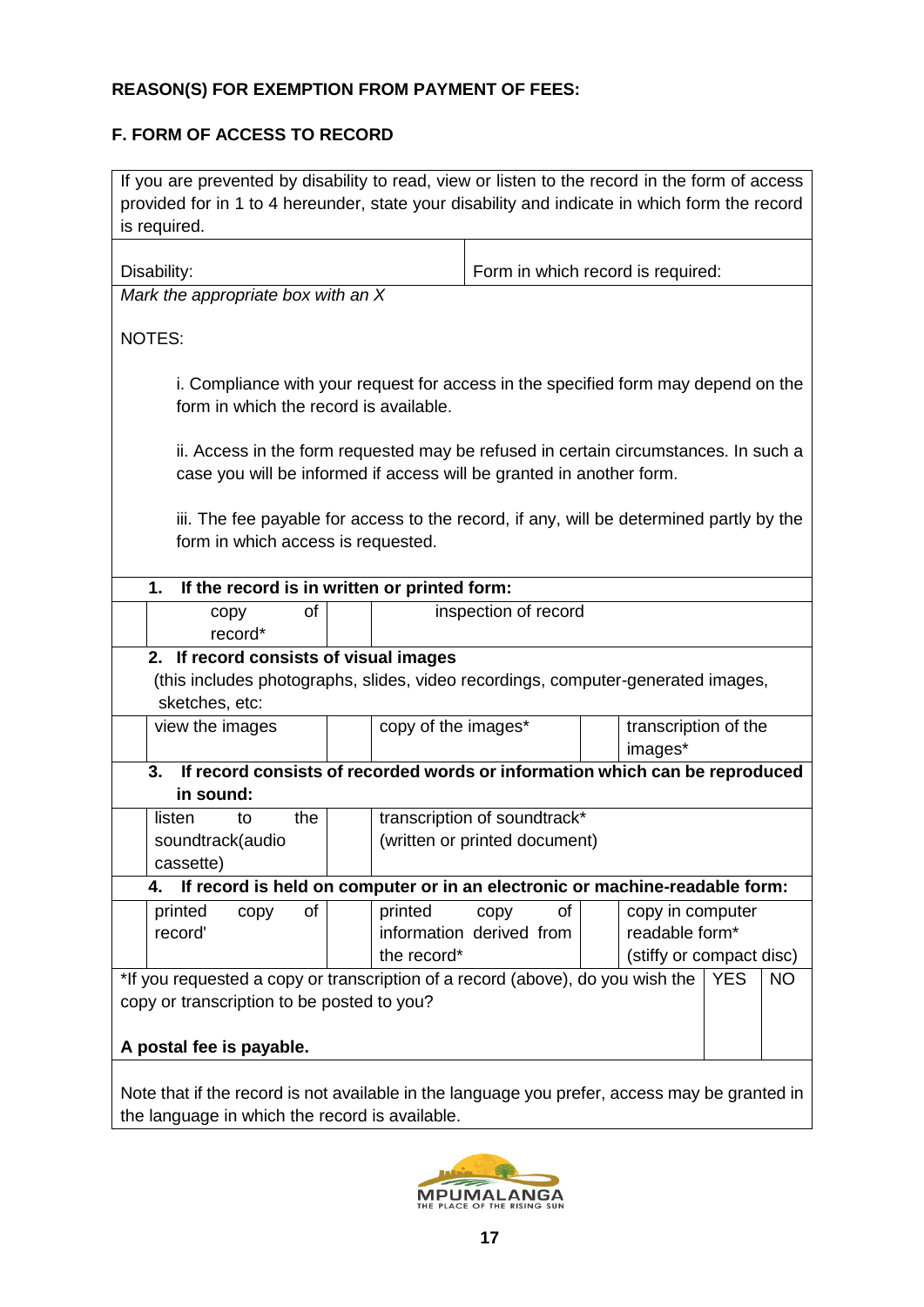**REASON(S) FOR EXEMPTION FROM PAYMENT OF FEES:**

**F. FORM OF ACCESS TO RECORD**

If you are prevented by disability to read, view or listen to the record in the form of access provided for in 1 to 4 hereunder, state your disability and indicate in which form the record is required.

| Disability: | Form in which record is required: |
|---|---|
| | |

*Mark the appropriate box with an X*

NOTES:

i. Compliance with your request for access in the specified form may depend on the form in which the record is available.

ii. Access in the form requested may be refused in certain circumstances. In such a case you will be informed if access will be granted in another form.

iii. The fee payable for access to the record, if any, will be determined partly by the form in which access is requested.

**1. If the record is in written or printed form:**

| | | | |
|---|---|---|---|
| | copy of record* | | inspection of record |

**2. If record consists of visual images**
(this includes photographs, slides, video recordings, computer-generated images, sketches, etc:

| | | | | | |
|---|---|---|---|---|---|
| | view the images | | copy of the images* | | transcription of the images* |

**3. If record consists of recorded words or information which can be reproduced in sound:**

| | | | |
|---|---|---|---|
| | listen to the soundtrack(audio cassette) | | transcription of soundtrack* (written or printed document) |

**4. If record is held on computer or in an electronic or machine-readable form:**

| | | | | | |
|---|---|---|---|---|---|
| | printed copy of record' | | printed copy of information derived from the record* | | copy in computer readable form* (stiffy or compact disc) |

| *If you requested a copy or transcription of a record (above), do you wish the copy or transcription to be posted to you? **A postal fee is payable.** | YES | NO |
|---|---|---|

Note that if the record is not available in the language you prefer, access may be granted in the language in which the record is available.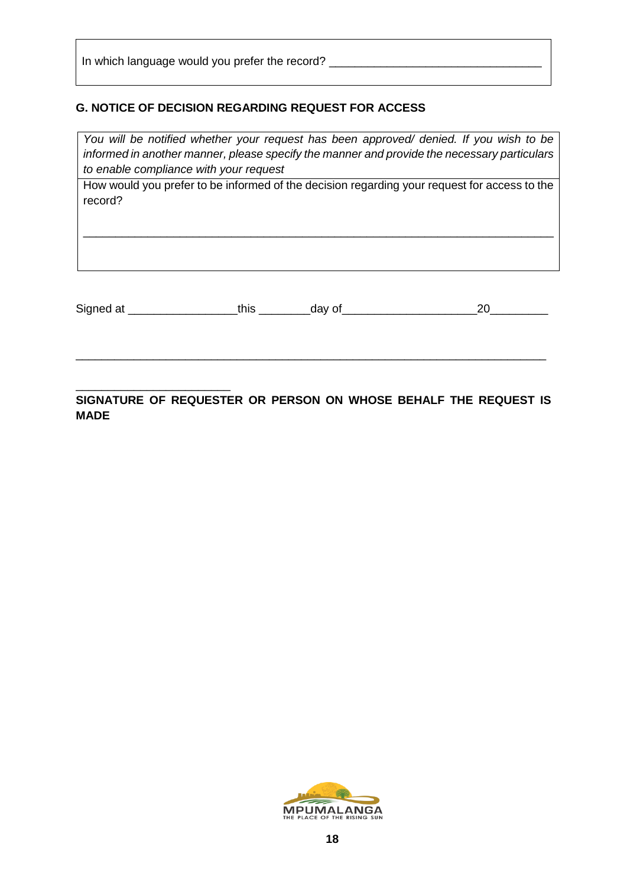| In which language would you prefer the record? _________________________________ |
|---|

## G. NOTICE OF DECISION REGARDING REQUEST FOR ACCESS

| *You will be notified whether your request has been approved/ denied. If you wish to be informed in another manner, please specify the manner and provide the necessary particulars to enable compliance with your request* |
|---|
| How would you prefer to be informed of the decision regarding your request for access to the record?<br><br>_________________________________________________________________________ |

Signed at _________________this ________day of____________________20_________

_________________________________________________________________________

________________________

**SIGNATURE OF REQUESTER OR PERSON ON WHOSE BEHALF THE REQUEST IS MADE**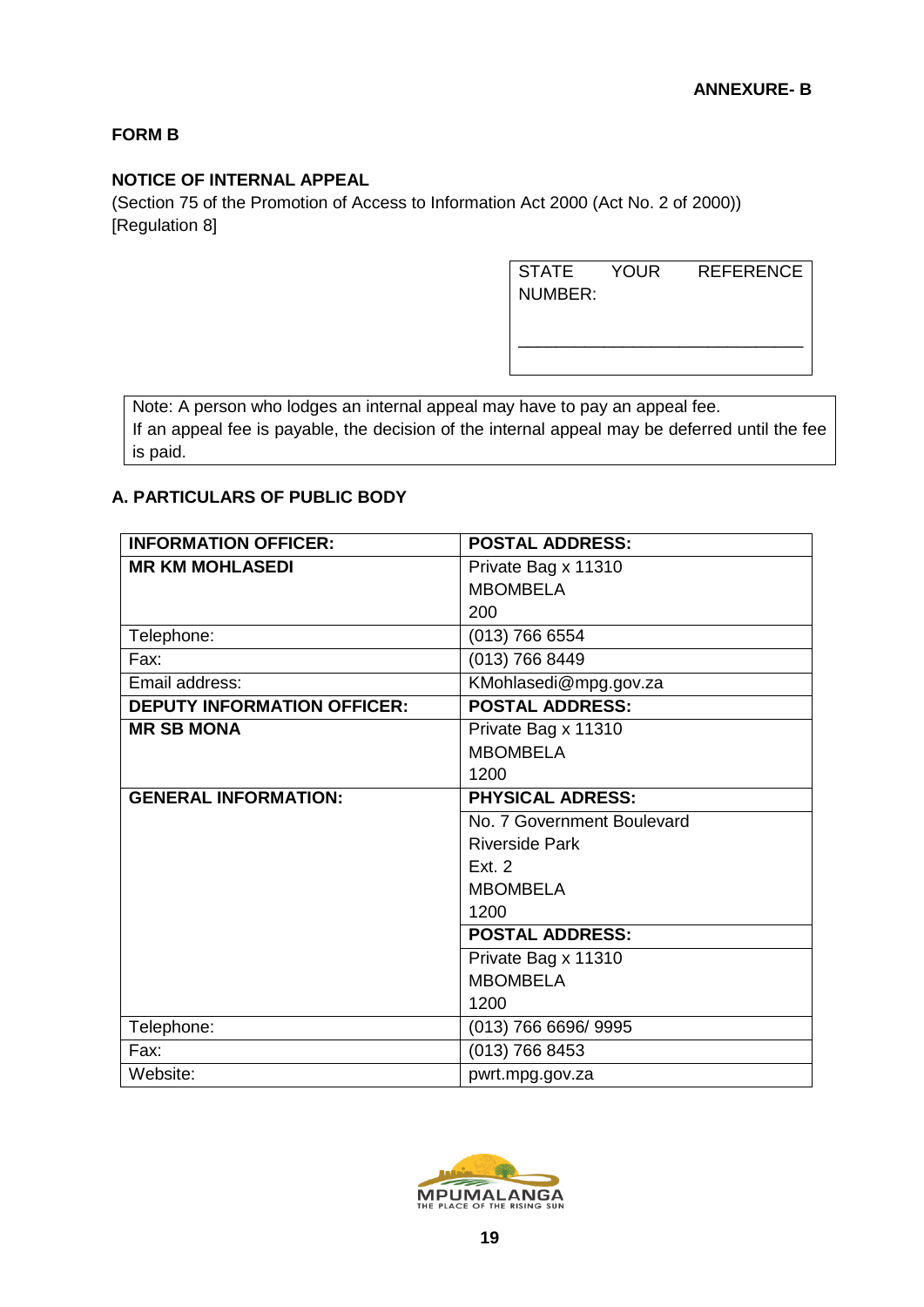**ANNEXURE- B**

**FORM B**

**NOTICE OF INTERNAL APPEAL**

(Section 75 of the Promotion of Access to Information Act 2000 (Act No. 2 of 2000))
[Regulation 8]

| STATE YOUR REFERENCE NUMBER: |
|---|
| _______________________________ |

> Note: A person who lodges an internal appeal may have to pay an appeal fee.
> If an appeal fee is payable, the decision of the internal appeal may be deferred until the fee is paid.

### A. PARTICULARS OF PUBLIC BODY

| **INFORMATION OFFICER:** | **POSTAL ADDRESS:** |
|---|---|
| **MR KM MOHLASEDI** | Private Bag x 11310<br>MBOMBELA<br>200 |
| Telephone: | (013) 766 6554 |
| Fax: | (013) 766 8449 |
| Email address: | KMohlasedi@mpg.gov.za |
| **DEPUTY INFORMATION OFFICER:** | **POSTAL ADDRESS:** |
| **MR SB MONA** | Private Bag x 11310<br>MBOMBELA<br>1200 |
| **GENERAL INFORMATION:** | **PHYSICAL ADRESS:** |
| | No. 7 Government Boulevard<br>Riverside Park<br>Ext. 2<br>MBOMBELA<br>1200 |
| | **POSTAL ADDRESS:** |
| | Private Bag x 11310<br>MBOMBELA<br>1200 |
| Telephone: | (013) 766 6696/ 9995 |
| Fax: | (013) 766 8453 |
| Website: | pwrt.mpg.gov.za |

MPUMALANGA
THE PLACE OF THE RISING SUN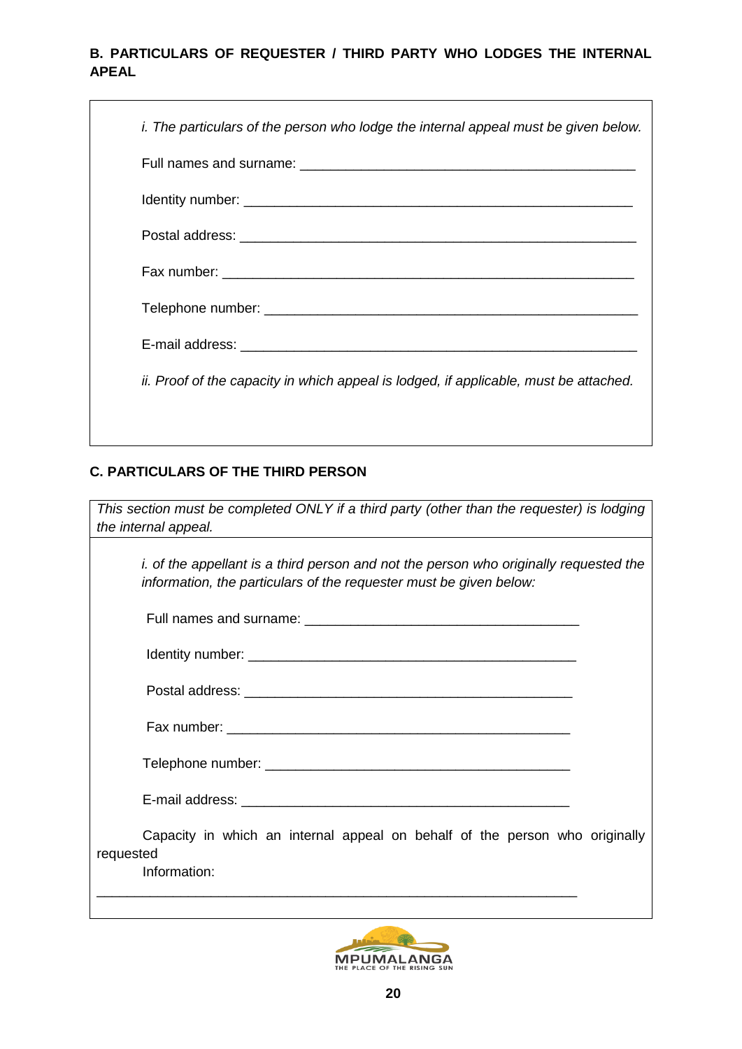**B. PARTICULARS OF REQUESTER / THIRD PARTY WHO LODGES THE INTERNAL APEAL**

*i. The particulars of the person who lodge the internal appeal must be given below.*

Full names and surname: ______________________________________________

Identity number: ____________________________________________________

Postal address: _____________________________________________________

Fax number: _______________________________________________________

Telephone number: ___________________________________________________

E-mail address: _____________________________________________________

*ii. Proof of the capacity in which appeal is lodged, if applicable, must be attached.*

**C. PARTICULARS OF THE THIRD PERSON**

*This section must be completed ONLY if a third party (other than the requester) is lodging the internal appeal.*

*i. of the appellant is a third person and not the person who originally requested the information, the particulars of the requester must be given below:*

Full names and surname: ____________________________________

Identity number: _____________________________________________

Postal address: ______________________________________________

Fax number: _________________________________________________

Telephone number: ____________________________________________

E-mail address: _______________________________________________

Capacity in which an internal appeal on behalf of the person who originally requested Information:

_________________________________________________________________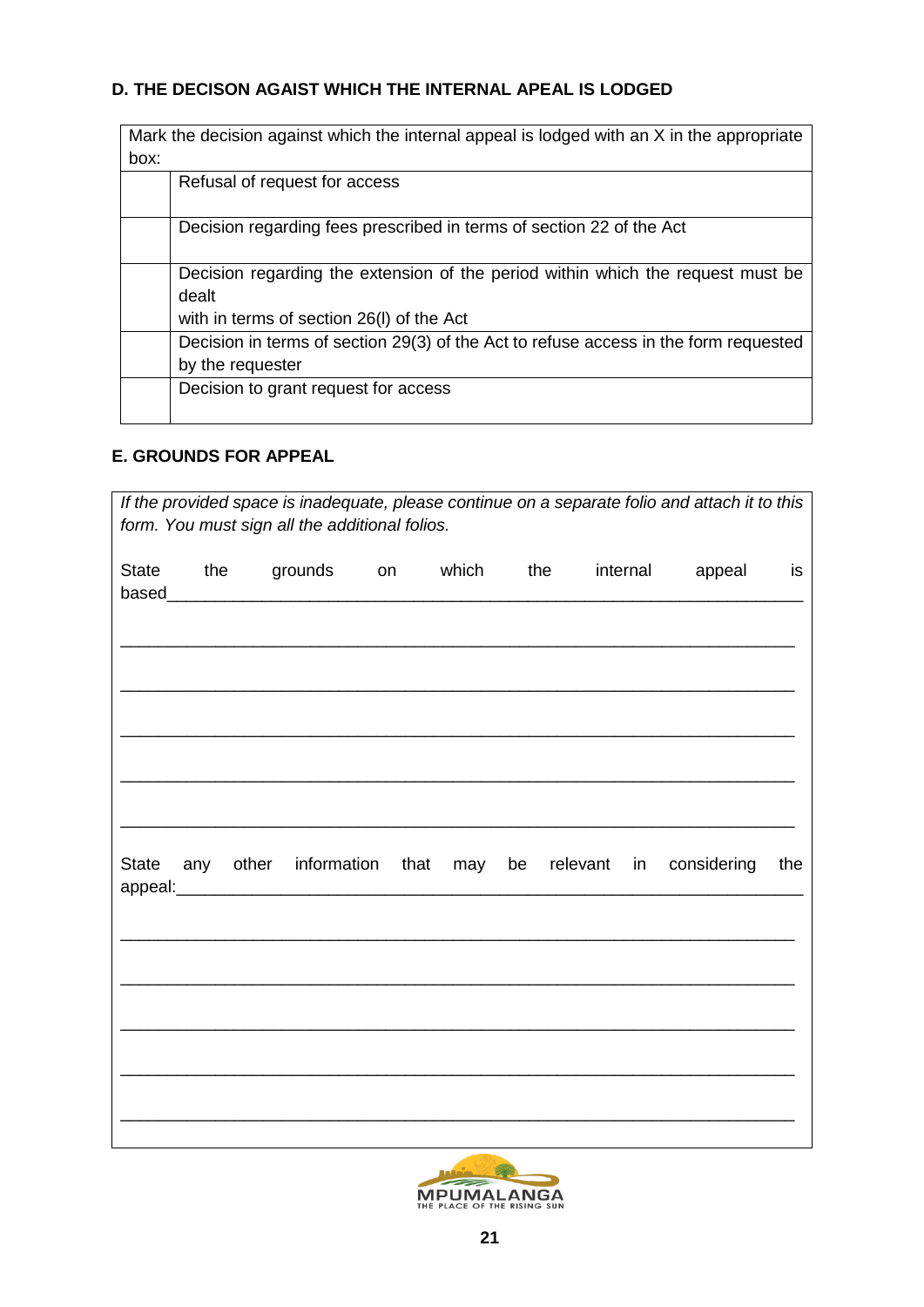**D. THE DECISON AGAIST WHICH THE INTERNAL APEAL IS LODGED**

| Mark the decision against which the internal appeal is lodged with an X in the appropriate box: | |
|---|---|
| | Refusal of request for access |
| | Decision regarding fees prescribed in terms of section 22 of the Act |
| | Decision regarding the extension of the period within which the request must be dealt with in terms of section 26(l) of the Act |
| | Decision in terms of section 29(3) of the Act to refuse access in the form requested by the requester |
| | Decision to grant request for access |

**E. GROUNDS FOR APPEAL**

*If the provided space is inadequate, please continue on a separate folio and attach it to this form. You must sign all the additional folios.*

State the grounds on which the internal appeal is based\_\_\_\_\_\_\_\_\_\_\_\_\_\_\_\_\_\_\_\_\_\_\_\_\_\_\_\_\_\_\_\_\_\_\_\_\_\_\_\_\_\_\_\_\_\_\_\_\_\_\_\_\_\_\_\_\_\_

\_\_\_\_\_\_\_\_\_\_\_\_\_\_\_\_\_\_\_\_\_\_\_\_\_\_\_\_\_\_\_\_\_\_\_\_\_\_\_\_\_\_\_\_\_\_\_\_\_\_\_\_\_\_\_\_\_\_\_\_\_\_\_\_\_\_\_\_\_\_\_\_\_\_\_\_

\_\_\_\_\_\_\_\_\_\_\_\_\_\_\_\_\_\_\_\_\_\_\_\_\_\_\_\_\_\_\_\_\_\_\_\_\_\_\_\_\_\_\_\_\_\_\_\_\_\_\_\_\_\_\_\_\_\_\_\_\_\_\_\_\_\_\_\_\_\_\_\_\_\_\_\_

\_\_\_\_\_\_\_\_\_\_\_\_\_\_\_\_\_\_\_\_\_\_\_\_\_\_\_\_\_\_\_\_\_\_\_\_\_\_\_\_\_\_\_\_\_\_\_\_\_\_\_\_\_\_\_\_\_\_\_\_\_\_\_\_\_\_\_\_\_\_\_\_\_\_\_\_

\_\_\_\_\_\_\_\_\_\_\_\_\_\_\_\_\_\_\_\_\_\_\_\_\_\_\_\_\_\_\_\_\_\_\_\_\_\_\_\_\_\_\_\_\_\_\_\_\_\_\_\_\_\_\_\_\_\_\_\_\_\_\_\_\_\_\_\_\_\_\_\_\_\_\_\_

\_\_\_\_\_\_\_\_\_\_\_\_\_\_\_\_\_\_\_\_\_\_\_\_\_\_\_\_\_\_\_\_\_\_\_\_\_\_\_\_\_\_\_\_\_\_\_\_\_\_\_\_\_\_\_\_\_\_\_\_\_\_\_\_\_\_\_\_\_\_\_\_\_\_\_\_

State any other information that may be relevant in considering the appeal:\_\_\_\_\_\_\_\_\_\_\_\_\_\_\_\_\_\_\_\_\_\_\_\_\_\_\_\_\_\_\_\_\_\_\_\_\_\_\_\_\_\_\_\_\_\_\_\_\_\_\_\_\_\_\_\_\_\_

\_\_\_\_\_\_\_\_\_\_\_\_\_\_\_\_\_\_\_\_\_\_\_\_\_\_\_\_\_\_\_\_\_\_\_\_\_\_\_\_\_\_\_\_\_\_\_\_\_\_\_\_\_\_\_\_\_\_\_\_\_\_\_\_\_\_\_\_\_\_\_\_\_\_\_\_

\_\_\_\_\_\_\_\_\_\_\_\_\_\_\_\_\_\_\_\_\_\_\_\_\_\_\_\_\_\_\_\_\_\_\_\_\_\_\_\_\_\_\_\_\_\_\_\_\_\_\_\_\_\_\_\_\_\_\_\_\_\_\_\_\_\_\_\_\_\_\_\_\_\_\_\_

\_\_\_\_\_\_\_\_\_\_\_\_\_\_\_\_\_\_\_\_\_\_\_\_\_\_\_\_\_\_\_\_\_\_\_\_\_\_\_\_\_\_\_\_\_\_\_\_\_\_\_\_\_\_\_\_\_\_\_\_\_\_\_\_\_\_\_\_\_\_\_\_\_\_\_\_

\_\_\_\_\_\_\_\_\_\_\_\_\_\_\_\_\_\_\_\_\_\_\_\_\_\_\_\_\_\_\_\_\_\_\_\_\_\_\_\_\_\_\_\_\_\_\_\_\_\_\_\_\_\_\_\_\_\_\_\_\_\_\_\_\_\_\_\_\_\_\_\_\_\_\_\_

\_\_\_\_\_\_\_\_\_\_\_\_\_\_\_\_\_\_\_\_\_\_\_\_\_\_\_\_\_\_\_\_\_\_\_\_\_\_\_\_\_\_\_\_\_\_\_\_\_\_\_\_\_\_\_\_\_\_\_\_\_\_\_\_\_\_\_\_\_\_\_\_\_\_\_\_

MPUMALANGA
THE PLACE OF THE RISING SUN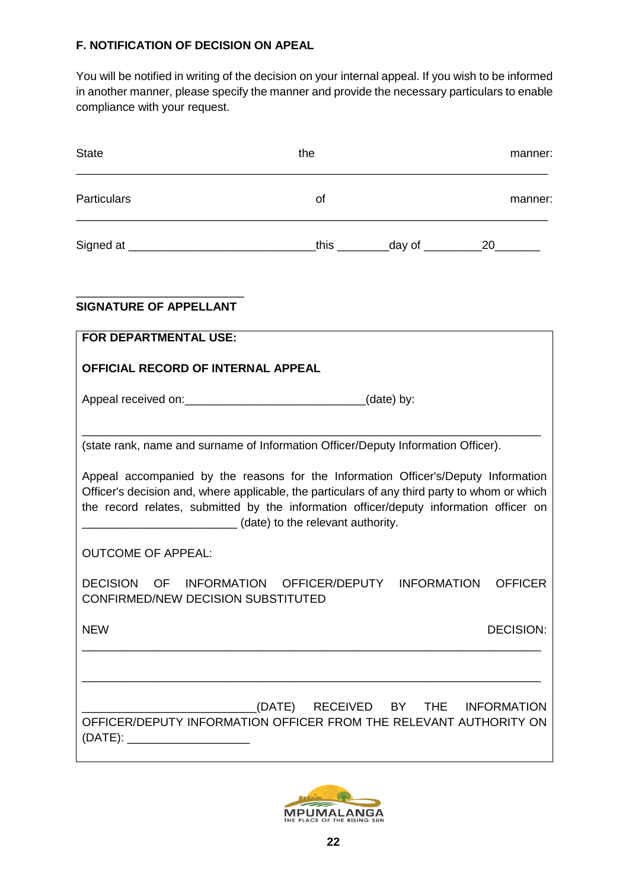**F. NOTIFICATION OF DECISION ON APEAL**

You will be notified in writing of the decision on your internal appeal. If you wish to be informed in another manner, please specify the manner and provide the necessary particulars to enable compliance with your request.

State the manner: ___________________________________________________________________________

Particulars of manner: ___________________________________________________________________________

Signed at ____________________________ this ________ day of _________ 20_______

_________________________
**SIGNATURE OF APPELLANT**

---

**FOR DEPARTMENTAL USE:**

**OFFICIAL RECORD OF INTERNAL APPEAL**

Appeal received on:___________________________(date) by:

_______________________________________________________________________
(state rank, name and surname of Information Officer/Deputy Information Officer).

Appeal accompanied by the reasons for the Information Officer's/Deputy Information Officer's decision and, where applicable, the particulars of any third party to whom or which the record relates, submitted by the information officer/deputy information officer on ________________________ (date) to the relevant authority.

OUTCOME OF APPEAL:

DECISION OF INFORMATION OFFICER/DEPUTY INFORMATION OFFICER CONFIRMED/NEW DECISION SUBSTITUTED

NEW DECISION:
_______________________________________________________________________

_______________________________________________________________________

__________________________(DATE) RECEIVED BY THE INFORMATION OFFICER/DEPUTY INFORMATION OFFICER FROM THE RELEVANT AUTHORITY ON (DATE): ___________________

---

MPUMALANGA THE PLACE OF THE RISING SUN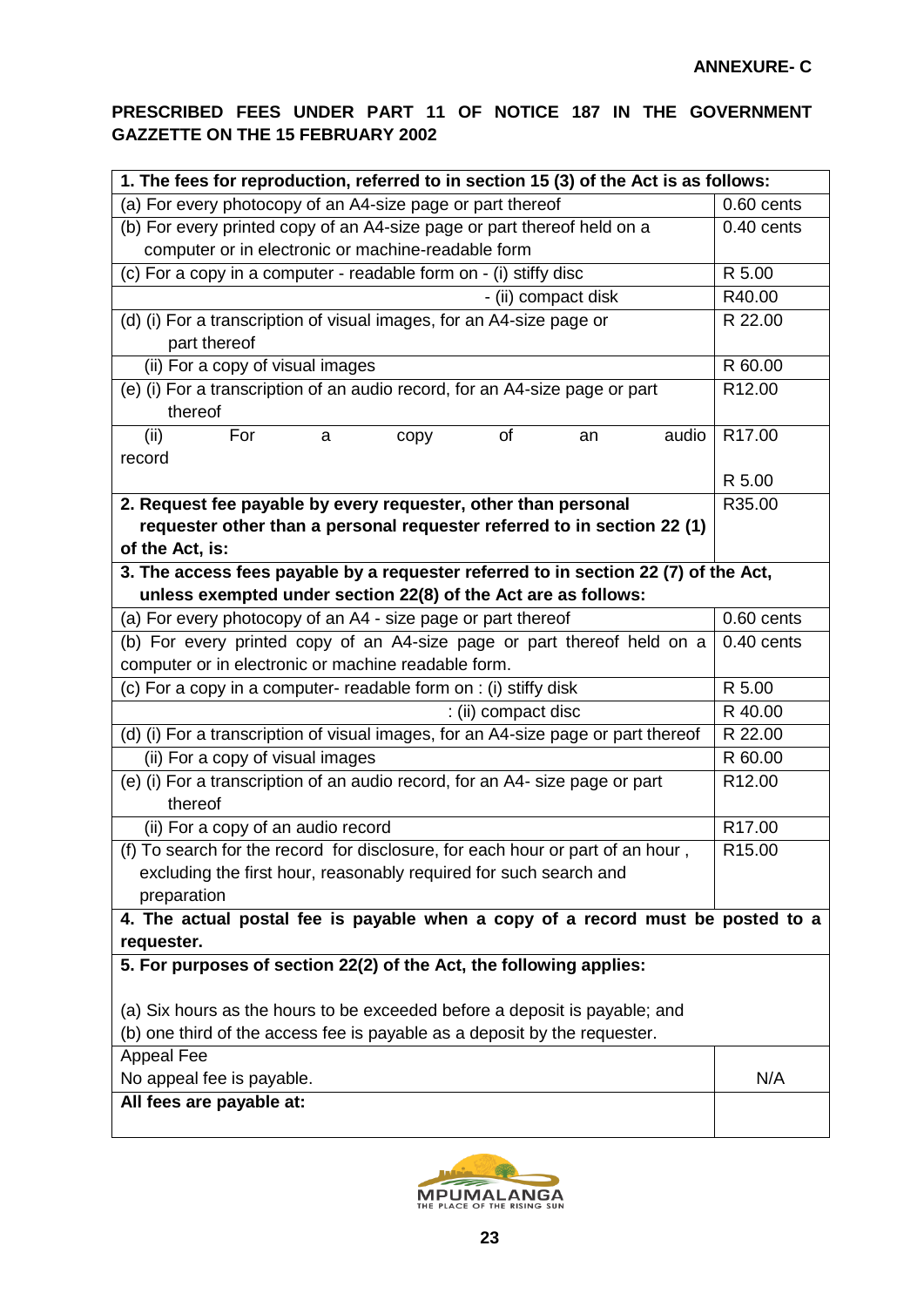**ANNEXURE- C**

**PRESCRIBED FEES UNDER PART 11 OF NOTICE 187 IN THE GOVERNMENT GAZETTE ON THE 15 FEBRUARY 2002**

| **1. The fees for reproduction, referred to in section 15 (3) of the Act is as follows:** | |
|---|---|
| (a) For every photocopy of an A4-size page or part thereof | 0.60 cents |
| (b) For every printed copy of an A4-size page or part thereof held on a computer or in electronic or machine-readable form | 0.40 cents |
| (c) For a copy in a computer - readable form on - (i) stiffy disc | R 5.00 |
| - (ii) compact disk | R40.00 |
| (d) (i) For a transcription of visual images, for an A4-size page or part thereof | R 22.00 |
| (ii) For a copy of visual images | R 60.00 |
| (e) (i) For a transcription of an audio record, for an A4-size page or part thereof | R12.00 |
| (ii) For a copy of an audio record | R17.00<br><br>R 5.00 |
| **2. Request fee payable by every requester, other than personal requester other than a personal requester referred to in section 22 (1) of the Act, is:** | R35.00 |
| **3. The access fees payable by a requester referred to in section 22 (7) of the Act, unless exempted under section 22(8) of the Act are as follows:** | |
| (a) For every photocopy of an A4 - size page or part thereof | 0.60 cents |
| (b) For every printed copy of an A4-size page or part thereof held on a computer or in electronic or machine readable form. | 0.40 cents |
| (c) For a copy in a computer- readable form on : (i) stiffy disk | R 5.00 |
| : (ii) compact disc | R 40.00 |
| (d) (i) For a transcription of visual images, for an A4-size page or part thereof | R 22.00 |
| (ii) For a copy of visual images | R 60.00 |
| (e) (i) For a transcription of an audio record, for an A4- size page or part thereof | R12.00 |
| (ii) For a copy of an audio record | R17.00 |
| (f) To search for the record for disclosure, for each hour or part of an hour , excluding the first hour, reasonably required for such search and preparation | R15.00 |
| **4. The actual postal fee is payable when a copy of a record must be posted to a requester.** | |
| **5. For purposes of section 22(2) of the Act, the following applies:**<br><br>(a) Six hours as the hours to be exceeded before a deposit is payable; and<br>(b) one third of the access fee is payable as a deposit by the requester. | |
| Appeal Fee<br>No appeal fee is payable. | N/A |
| **All fees are payable at:** | |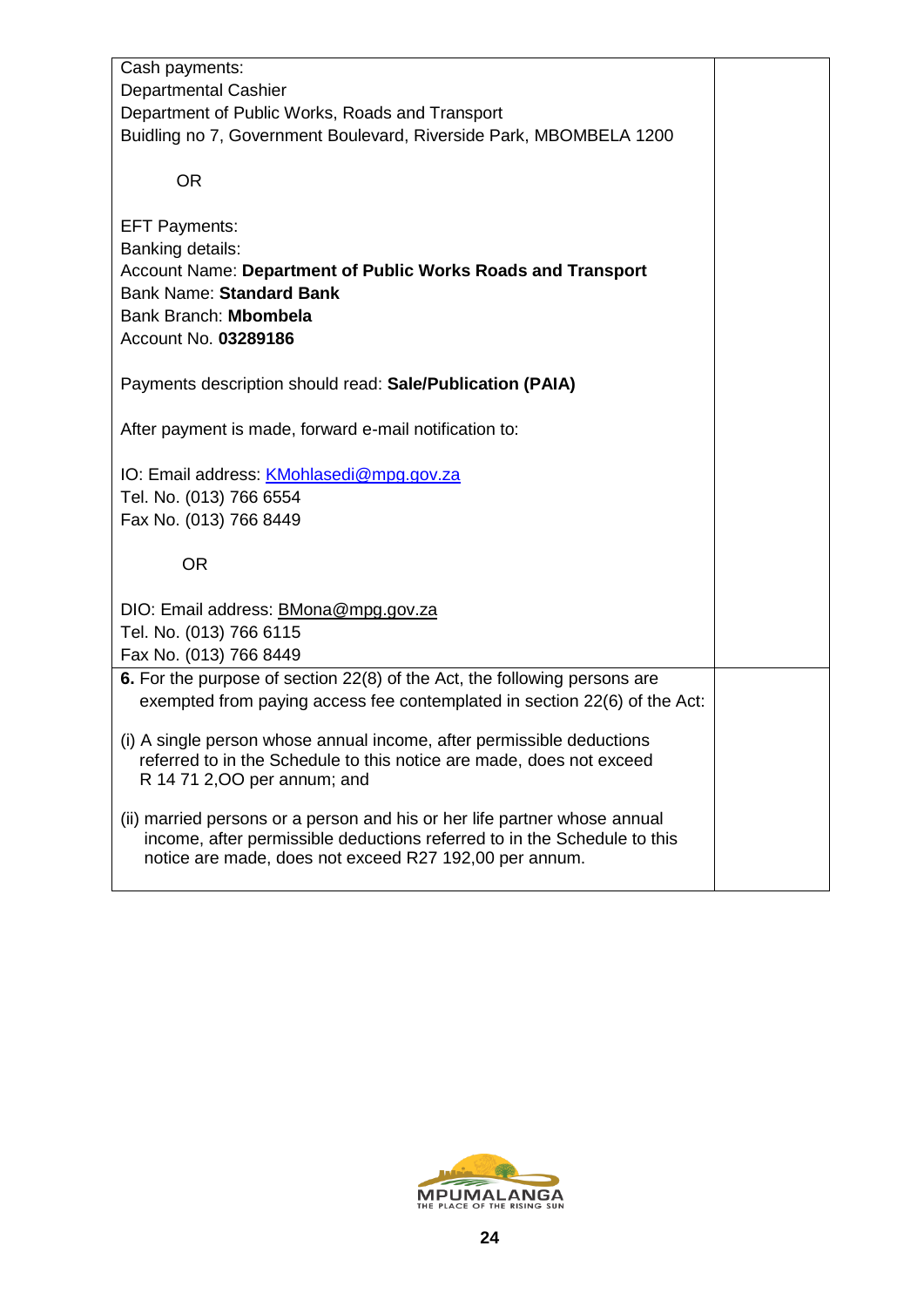| | |
|---|---|
| Cash payments:<br>Departmental Cashier<br>Department of Public Works, Roads and Transport<br>Buidling no 7, Government Boulevard, Riverside Park, MBOMBELA 1200<br><br>OR<br><br>EFT Payments:<br>Banking details:<br>Account Name: **Department of Public Works Roads and Transport**<br>Bank Name: **Standard Bank**<br>Bank Branch: **Mbombela**<br>Account No. **03289186**<br><br>Payments description should read: **Sale/Publication (PAIA)**<br><br>After payment is made, forward e-mail notification to:<br><br>IO: Email address: KMohlasedi@mpg.gov.za<br>Tel. No. (013) 766 6554<br>Fax No. (013) 766 8449<br><br>OR<br><br>DIO: Email address: BMona@mpg.gov.za<br>Tel. No. (013) 766 6115<br>Fax No. (013) 766 8449 | |
| **6.** For the purpose of section 22(8) of the Act, the following persons are exempted from paying access fee contemplated in section 22(6) of the Act:<br><br>(i) A single person whose annual income, after permissible deductions referred to in the Schedule to this notice are made, does not exceed R 14 71 2,OO per annum; and<br><br>(ii) married persons or a person and his or her life partner whose annual income, after permissible deductions referred to in the Schedule to this notice are made, does not exceed R27 192,00 per annum. | |

MPUMALANGA
THE PLACE OF THE RISING SUN